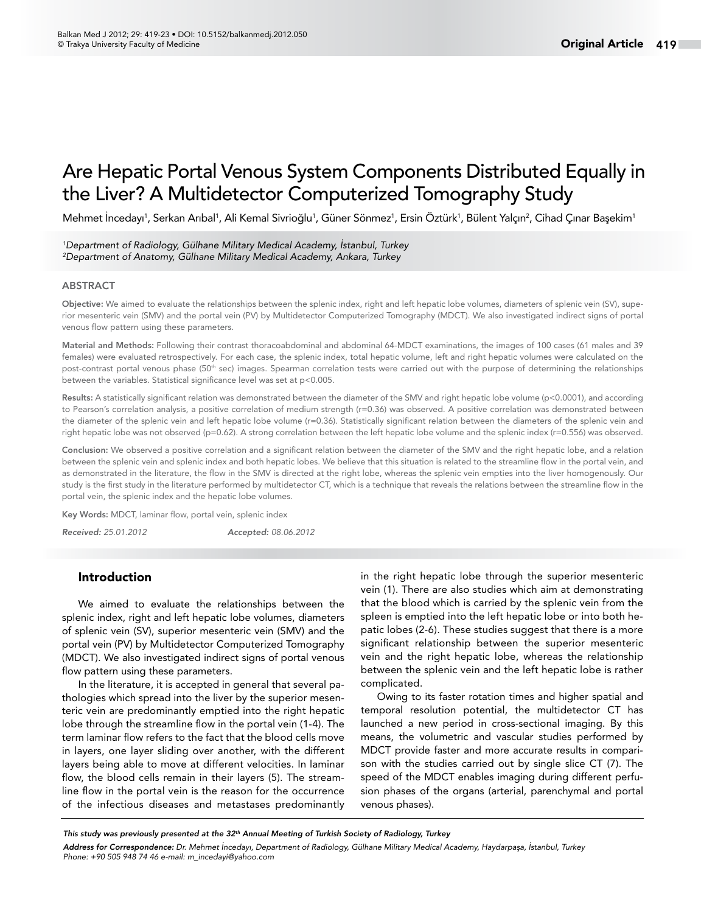# Are Hepatic Portal Venous System Components Distributed Equally in the Liver? A Multidetector Computerized Tomography Study

Mehmet İncedayı[1], Serkan Arıbal[1], Ali Kemal Sivrioğlu[1], Güner Sönmez[1], Ersin Öztürk[1], Bülent Yalçın[2], Cihad Çınar Başekim[1]

*[1]Department of Radiology, Gülhane Military Medical Academy, İstanbul, Turkey*
*[2]Department of Anatomy, Gülhane Military Medical Academy, Ankara, Turkey*

## ABSTRACT

**Objective:** We aimed to evaluate the relationships between the splenic index, right and left hepatic lobe volumes, diameters of splenic vein (SV), superior mesenteric vein (SMV) and the portal vein (PV) by Multidetector Computerized Tomography (MDCT). We also investigated indirect signs of portal venous flow pattern using these parameters.

**Material and Methods:** Following their contrast thoracoabdominal and abdominal 64-MDCT examinations, the images of 100 cases (61 males and 39 females) were evaluated retrospectively. For each case, the splenic index, total hepatic volume, left and right hepatic volumes were calculated on the post-contrast portal venous phase (50th sec) images. Spearman correlation tests were carried out with the purpose of determining the relationships between the variables. Statistical significance level was set at $p<0.005$.

**Results:** A statistically significant relation was demonstrated between the diameter of the SMV and right hepatic lobe volume ($p<0.0001$), and according to Pearson's correlation analysis, a positive correlation of medium strength ($r=0.36$) was observed. A positive correlation was demonstrated between the diameter of the splenic vein and left hepatic lobe volume ($r=0.36$). Statistically significant relation between the diameters of the splenic vein and right hepatic lobe was not observed ($p=0.62$). A strong correlation between the left hepatic lobe volume and the splenic index ($r=0.556$) was observed.

**Conclusion:** We observed a positive correlation and a significant relation between the diameter of the SMV and the right hepatic lobe, and a relation between the splenic vein and splenic index and both hepatic lobes. We believe that this situation is related to the streamline flow in the portal vein, and as demonstrated in the literature, the flow in the SMV is directed at the right lobe, whereas the splenic vein empties into the liver homogenously. Our study is the first study in the literature performed by multidetector CT, which is a technique that reveals the relations between the streamline flow in the portal vein, the splenic index and the hepatic lobe volumes.

**Key Words:** MDCT, laminar flow, portal vein, splenic index

*Received: 25.01.2012* *Accepted: 08.06.2012*

## Introduction

We aimed to evaluate the relationships between the splenic index, right and left hepatic lobe volumes, diameters of splenic vein (SV), superior mesenteric vein (SMV) and the portal vein (PV) by Multidetector Computerized Tomography (MDCT). We also investigated indirect signs of portal venous flow pattern using these parameters.

In the literature, it is accepted in general that several pathologies which spread into the liver by the superior mesenteric vein are predominantly emptied into the right hepatic lobe through the streamline flow in the portal vein (1-4). The term laminar flow refers to the fact that the blood cells move in layers, one layer sliding over another, with the different layers being able to move at different velocities. In laminar flow, the blood cells remain in their layers (5). The streamline flow in the portal vein is the reason for the occurrence of the infectious diseases and metastases predominantly in the right hepatic lobe through the superior mesenteric vein (1). There are also studies which aim at demonstrating that the blood which is carried by the splenic vein from the spleen is emptied into the left hepatic lobe or into both hepatic lobes (2-6). These studies suggest that there is a more significant relationship between the superior mesenteric vein and the right hepatic lobe, whereas the relationship between the splenic vein and the left hepatic lobe is rather complicated.

Owing to its faster rotation times and higher spatial and temporal resolution potential, the multidetector CT has launched a new period in cross-sectional imaging. By this means, the volumetric and vascular studies performed by MDCT provide faster and more accurate results in comparison with the studies carried out by single slice CT (7). The speed of the MDCT enables imaging during different perfusion phases of the organs (arterial, parenchymal and portal venous phases).

*This study was previously presented at the 32th Annual Meeting of Turkish Society of Radiology, Turkey*

***Address for Correspondence:*** *Dr. Mehmet İncedayı, Department of Radiology, Gülhane Military Medical Academy, Haydarpaşa, İstanbul, Turkey*
*Phone: +90 505 948 74 46 e-mail: m_incedayi@yahoo.com*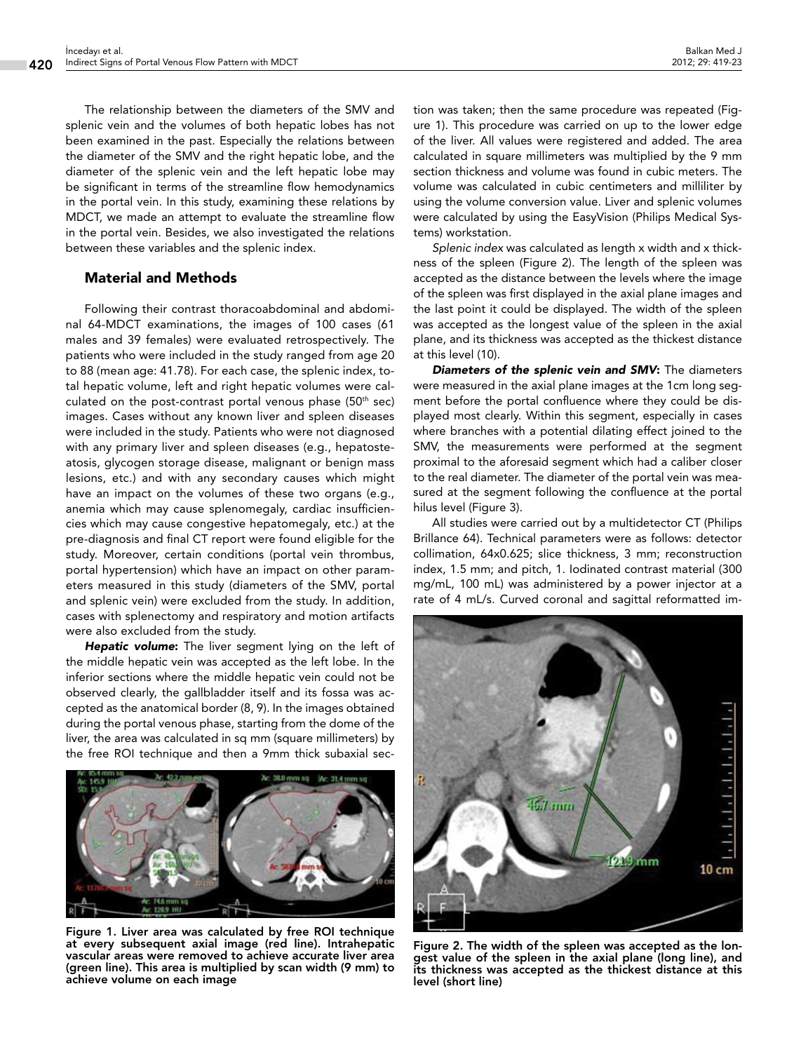The relationship between the diameters of the SMV and splenic vein and the volumes of both hepatic lobes has not been examined in the past. Especially the relations between the diameter of the SMV and the right hepatic lobe, and the diameter of the splenic vein and the left hepatic lobe may be significant in terms of the streamline flow hemodynamics in the portal vein. In this study, examining these relations by MDCT, we made an attempt to evaluate the streamline flow in the portal vein. Besides, we also investigated the relations between these variables and the splenic index.

## Material and Methods

Following their contrast thoracoabdominal and abdominal 64-MDCT examinations, the images of 100 cases (61 males and 39 females) were evaluated retrospectively. The patients who were included in the study ranged from age 20 to 88 (mean age: 41.78). For each case, the splenic index, total hepatic volume, left and right hepatic volumes were calculated on the post-contrast portal venous phase (50th sec) images. Cases without any known liver and spleen diseases were included in the study. Patients who were not diagnosed with any primary liver and spleen diseases (e.g., hepatosteatosis, glycogen storage disease, malignant or benign mass lesions, etc.) and with any secondary causes which might have an impact on the volumes of these two organs (e.g., anemia which may cause splenomegaly, cardiac insufficiencies which may cause congestive hepatomegaly, etc.) at the pre-diagnosis and final CT report were found eligible for the study. Moreover, certain conditions (portal vein thrombus, portal hypertension) which have an impact on other parameters measured in this study (diameters of the SMV, portal and splenic vein) were excluded from the study. In addition, cases with splenectomy and respiratory and motion artifacts were also excluded from the study.

***Hepatic volume***: The liver segment lying on the left of the middle hepatic vein was accepted as the left lobe. In the inferior sections where the middle hepatic vein could not be observed clearly, the gallbladder itself and its fossa was accepted as the anatomical border (8, 9). In the images obtained during the portal venous phase, starting from the dome of the liver, the area was calculated in sq mm (square millimeters) by the free ROI technique and then a 9mm thick subaxial section was taken; then the same procedure was repeated (Figure 1). This procedure was carried on up to the lower edge of the liver. All values were registered and added. The area calculated in square millimeters was multiplied by the 9 mm section thickness and volume was found in cubic meters. The volume was calculated in cubic centimeters and milliliter by using the volume conversion value. Liver and splenic volumes were calculated by using the EasyVision (Philips Medical Systems) workstation.

**Figure 1. Liver area was calculated by free ROI technique at every subsequent axial image (red line). Intrahepatic vascular areas were removed to achieve accurate liver area (green line). This area is multiplied by scan width (9 mm) to achieve volume on each image**

*Splenic index* was calculated as length x width and x thickness of the spleen (Figure 2). The length of the spleen was accepted as the distance between the levels where the image of the spleen was first displayed in the axial plane images and the last point it could be displayed. The width of the spleen was accepted as the longest value of the spleen in the axial plane, and its thickness was accepted as the thickest distance at this level (10).

***Diameters of the splenic vein and SMV***: The diameters were measured in the axial plane images at the 1cm long segment before the portal confluence where they could be displayed most clearly. Within this segment, especially in cases where branches with a potential dilating effect joined to the SMV, the measurements were performed at the segment proximal to the aforesaid segment which had a caliber closer to the real diameter. The diameter of the portal vein was measured at the segment following the confluence at the portal hilus level (Figure 3).

All studies were carried out by a multidetector CT (Philips Brillance 64). Technical parameters were as follows: detector collimation, 64x0.625; slice thickness, 3 mm; reconstruction index, 1.5 mm; and pitch, 1. Iodinated contrast material (300 mg/mL, 100 mL) was administered by a power injector at a rate of 4 mL/s. Curved coronal and sagittal reformatted im-

**Figure 2. The width of the spleen was accepted as the longest value of the spleen in the axial plane (long line), and its thickness was accepted as the thickest distance at this level (short line)**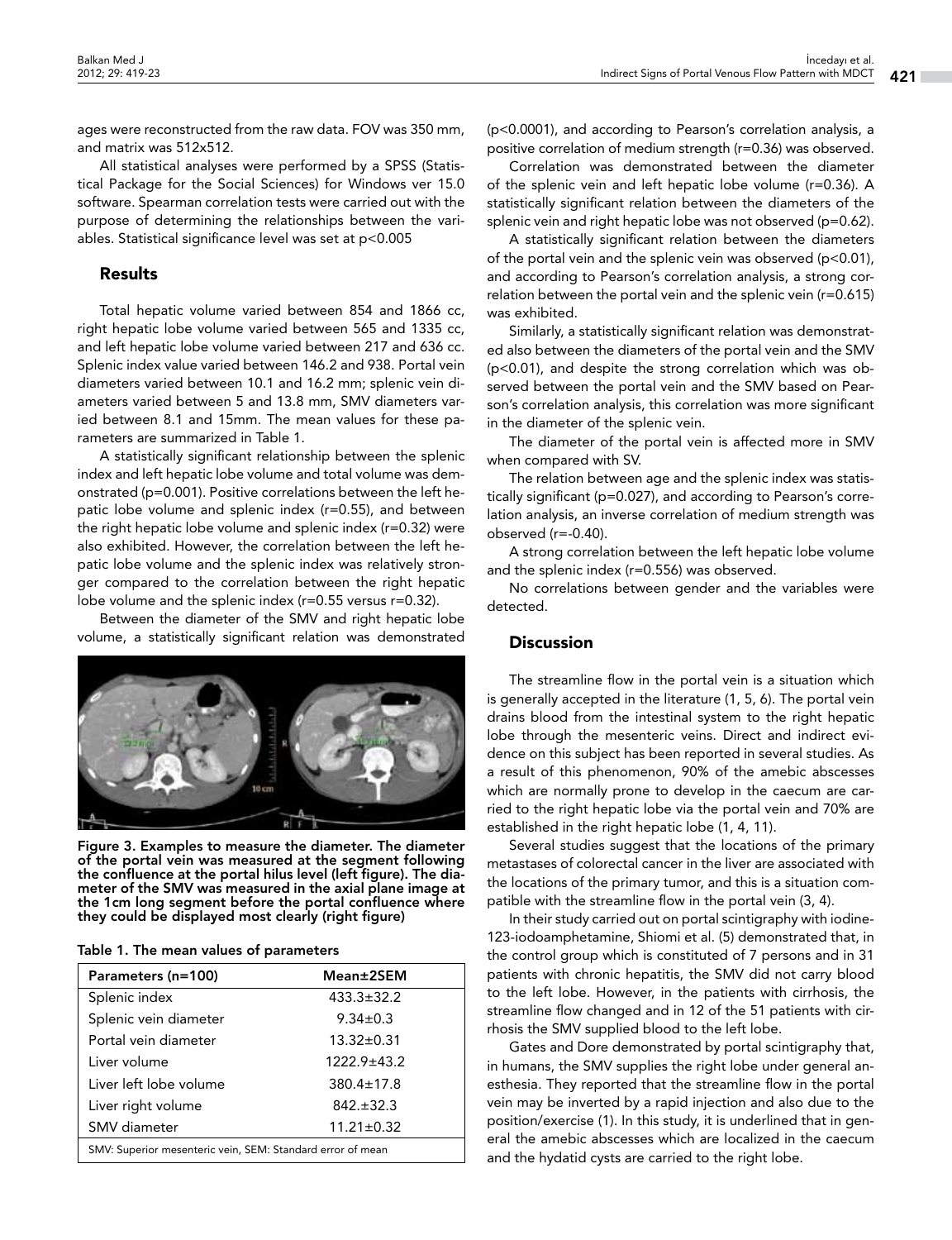ages were reconstructed from the raw data. FOV was 350 mm, and matrix was 512x512.

All statistical analyses were performed by a SPSS (Statistical Package for the Social Sciences) for Windows ver 15.0 software. Spearman correlation tests were carried out with the purpose of determining the relationships between the variables. Statistical significance level was set at $p<0.005$

## Results

Total hepatic volume varied between 854 and 1866 cc, right hepatic lobe volume varied between 565 and 1335 cc, and left hepatic lobe volume varied between 217 and 636 cc. Splenic index value varied between 146.2 and 938. Portal vein diameters varied between 10.1 and 16.2 mm; splenic vein diameters varied between 5 and 13.8 mm, SMV diameters varied between 8.1 and 15mm. The mean values for these parameters are summarized in Table 1.

A statistically significant relationship between the splenic index and left hepatic lobe volume and total volume was demonstrated ($p=0.001$). Positive correlations between the left hepatic lobe volume and splenic index ($r=0.55$), and between the right hepatic lobe volume and splenic index ($r=0.32$) were also exhibited. However, the correlation between the left hepatic lobe volume and the splenic index was relatively stronger compared to the correlation between the right hepatic lobe volume and the splenic index ($r=0.55$ versus $r=0.32$).

Between the diameter of the SMV and right hepatic lobe volume, a statistically significant relation was demonstrated

**Figure 3. Examples to measure the diameter. The diameter of the portal vein was measured at the segment following the confluence at the portal hilus level (left figure). The diameter of the SMV was measured in the axial plane image at the 1cm long segment before the portal confluence where they could be displayed most clearly (right figure)**

**Table 1. The mean values of parameters**

| Parameters (n=100) | Mean±2SEM |
|---|---|
| Splenic index | 433.3±32.2 |
| Splenic vein diameter | 9.34±0.3 |
| Portal vein diameter | 13.32±0.31 |
| Liver volume | 1222.9±43.2 |
| Liver left lobe volume | 380.4±17.8 |
| Liver right volume | 842.±32.3 |
| SMV diameter | 11.21±0.32 |

SMV: Superior mesenteric vein, SEM: Standard error of mean

($p<0.0001$), and according to Pearson's correlation analysis, a positive correlation of medium strength ($r=0.36$) was observed.

Correlation was demonstrated between the diameter of the splenic vein and left hepatic lobe volume ($r=0.36$). A statistically significant relation between the diameters of the splenic vein and right hepatic lobe was not observed ($p=0.62$).

A statistically significant relation between the diameters of the portal vein and the splenic vein was observed ($p<0.01$), and according to Pearson's correlation analysis, a strong correlation between the portal vein and the splenic vein ($r=0.615$) was exhibited.

Similarly, a statistically significant relation was demonstrated also between the diameters of the portal vein and the SMV ($p<0.01$), and despite the strong correlation which was observed between the portal vein and the SMV based on Pearson's correlation analysis, this correlation was more significant in the diameter of the splenic vein.

The diameter of the portal vein is affected more in SMV when compared with SV.

The relation between age and the splenic index was statistically significant ($p=0.027$), and according to Pearson's correlation analysis, an inverse correlation of medium strength was observed ($r=-0.40$).

A strong correlation between the left hepatic lobe volume and the splenic index ($r=0.556$) was observed.

No correlations between gender and the variables were detected.

## Discussion

The streamline flow in the portal vein is a situation which is generally accepted in the literature (1, 5, 6). The portal vein drains blood from the intestinal system to the right hepatic lobe through the mesenteric veins. Direct and indirect evidence on this subject has been reported in several studies. As a result of this phenomenon, 90% of the amebic abscesses which are normally prone to develop in the caecum are carried to the right hepatic lobe via the portal vein and 70% are established in the right hepatic lobe (1, 4, 11).

Several studies suggest that the locations of the primary metastases of colorectal cancer in the liver are associated with the locations of the primary tumor, and this is a situation compatible with the streamline flow in the portal vein (3, 4).

In their study carried out on portal scintigraphy with iodine-123-iodoamphetamine, Shiomi et al. (5) demonstrated that, in the control group which is constituted of 7 persons and in 31 patients with chronic hepatitis, the SMV did not carry blood to the left lobe. However, in the patients with cirrhosis, the streamline flow changed and in 12 of the 51 patients with cirrhosis the SMV supplied blood to the left lobe.

Gates and Dore demonstrated by portal scintigraphy that, in humans, the SMV supplies the right lobe under general anesthesia. They reported that the streamline flow in the portal vein may be inverted by a rapid injection and also due to the position/exercise (1). In this study, it is underlined that in general the amebic abscesses which are localized in the caecum and the hydatid cysts are carried to the right lobe.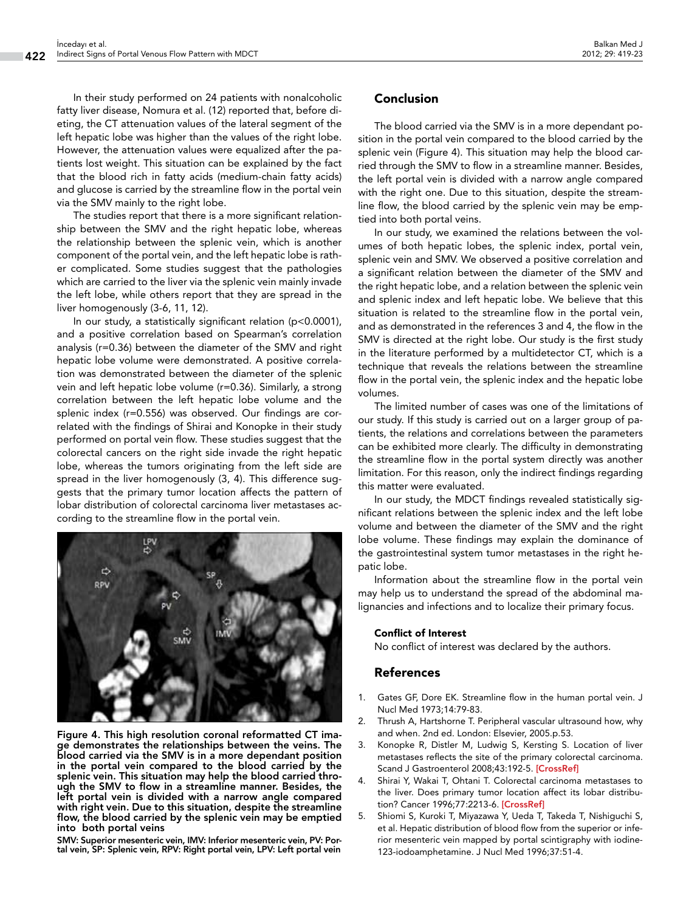In their study performed on 24 patients with nonalcoholic fatty liver disease, Nomura et al. (12) reported that, before dieting, the CT attenuation values of the lateral segment of the left hepatic lobe was higher than the values of the right lobe. However, the attenuation values were equalized after the patients lost weight. This situation can be explained by the fact that the blood rich in fatty acids (medium-chain fatty acids) and glucose is carried by the streamline flow in the portal vein via the SMV mainly to the right lobe.

The studies report that there is a more significant relationship between the SMV and the right hepatic lobe, whereas the relationship between the splenic vein, which is another component of the portal vein, and the left hepatic lobe is rather complicated. Some studies suggest that the pathologies which are carried to the liver via the splenic vein mainly invade the left lobe, while others report that they are spread in the liver homogenously (3-6, 11, 12).

In our study, a statistically significant relation ($p<0.0001$), and a positive correlation based on Spearman's correlation analysis ($r=0.36$) between the diameter of the SMV and right hepatic lobe volume were demonstrated. A positive correlation was demonstrated between the diameter of the splenic vein and left hepatic lobe volume ($r=0.36$). Similarly, a strong correlation between the left hepatic lobe volume and the splenic index ($r=0.556$) was observed. Our findings are correlated with the findings of Shirai and Konopke in their study performed on portal vein flow. These studies suggest that the colorectal cancers on the right side invade the right hepatic lobe, whereas the tumors originating from the left side are spread in the liver homogenously (3, 4). This difference suggests that the primary tumor location affects the pattern of lobar distribution of colorectal carcinoma liver metastases according to the streamline flow in the portal vein.

LPV
RPV
SP
PV
SMV
IMV

**Figure 4. This high resolution coronal reformatted CT image demonstrates the relationships between the veins. The blood carried via the SMV is in a more dependant position in the portal vein compared to the blood carried by the splenic vein. This situation may help the blood carried through the SMV to flow in a streamline manner. Besides, the left portal vein is divided with a narrow angle compared with right vein. Due to this situation, despite the streamline flow, the blood carried by the splenic vein may be emptied into both portal veins**

**SMV: Superior mesenteric vein, IMV: Inferior mesenteric vein, PV: Portal vein, SP: Splenic vein, RPV: Right portal vein, LPV: Left portal vein**

## Conclusion

The blood carried via the SMV is in a more dependant position in the portal vein compared to the blood carried by the splenic vein (Figure 4). This situation may help the blood carried through the SMV to flow in a streamline manner. Besides, the left portal vein is divided with a narrow angle compared with the right one. Due to this situation, despite the streamline flow, the blood carried by the splenic vein may be emptied into both portal veins.

In our study, we examined the relations between the volumes of both hepatic lobes, the splenic index, portal vein, splenic vein and SMV. We observed a positive correlation and a significant relation between the diameter of the SMV and the right hepatic lobe, and a relation between the splenic vein and splenic index and left hepatic lobe. We believe that this situation is related to the streamline flow in the portal vein, and as demonstrated in the references 3 and 4, the flow in the SMV is directed at the right lobe. Our study is the first study in the literature performed by a multidetector CT, which is a technique that reveals the relations between the streamline flow in the portal vein, the splenic index and the hepatic lobe volumes.

The limited number of cases was one of the limitations of our study. If this study is carried out on a larger group of patients, the relations and correlations between the parameters can be exhibited more clearly. The difficulty in demonstrating the streamline flow in the portal system directly was another limitation. For this reason, only the indirect findings regarding this matter were evaluated.

In our study, the MDCT findings revealed statistically significant relations between the splenic index and the left lobe volume and between the diameter of the SMV and the right lobe volume. These findings may explain the dominance of the gastrointestinal system tumor metastases in the right hepatic lobe.

Information about the streamline flow in the portal vein may help us to understand the spread of the abdominal malignancies and infections and to localize their primary focus.

### Conflict of Interest

No conflict of interest was declared by the authors.

## References

1. Gates GF, Dore EK. Streamline flow in the human portal vein. J Nucl Med 1973;14:79-83.
2. Thrush A, Hartshorne T. Peripheral vascular ultrasound how, why and when. 2nd ed. London: Elsevier, 2005.p.53.
3. Konopke R, Distler M, Ludwig S, Kersting S. Location of liver metastases reflects the site of the primary colorectal carcinoma. Scand J Gastroenterol 2008;43:192-5. [CrossRef]
4. Shirai Y, Wakai T, Ohtani T. Colorectal carcinoma metastases to the liver. Does primary tumor location affect its lobar distribution? Cancer 1996;77:2213-6. [CrossRef]
5. Shiomi S, Kuroki T, Miyazawa Y, Ueda T, Takeda T, Nishiguchi S, et al. Hepatic distribution of blood flow from the superior or inferior mesenteric vein mapped by portal scintigraphy with iodine-123-iodoamphetamine. J Nucl Med 1996;37:51-4.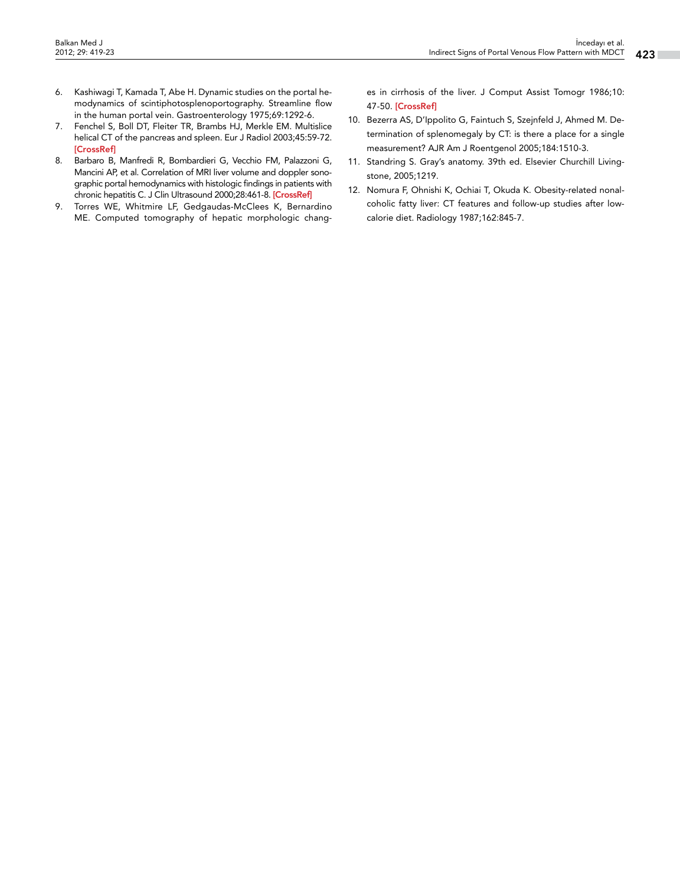6. Kashiwagi T, Kamada T, Abe H. Dynamic studies on the portal hemodynamics of scintiphotosplenoportography. Streamline flow in the human portal vein. Gastroenterology 1975;69:1292-6.
7. Fenchel S, Boll DT, Fleiter TR, Brambs HJ, Merkle EM. Multislice helical CT of the pancreas and spleen. Eur J Radiol 2003;45:59-72. [CrossRef]
8. Barbaro B, Manfredi R, Bombardieri G, Vecchio FM, Palazzoni G, Mancini AP, et al. Correlation of MRI liver volume and doppler sonographic portal hemodynamics with histologic findings in patients with chronic hepatitis C. J Clin Ultrasound 2000;28:461-8. [CrossRef]
9. Torres WE, Whitmire LF, Gedgaudas-McClees K, Bernardino ME. Computed tomography of hepatic morphologic changes in cirrhosis of the liver. J Comput Assist Tomogr 1986;10:47-50. [CrossRef]
10. Bezerra AS, D'Ippolito G, Faintuch S, Szejnfeld J, Ahmed M. Determination of splenomegaly by CT: is there a place for a single measurement? AJR Am J Roentgenol 2005;184:1510-3.
11. Standring S. Gray's anatomy. 39th ed. Elsevier Churchill Livingstone, 2005;1219.
12. Nomura F, Ohnishi K, Ochiai T, Okuda K. Obesity-related nonalcoholic fatty liver: CT features and follow-up studies after low-calorie diet. Radiology 1987;162:845-7.